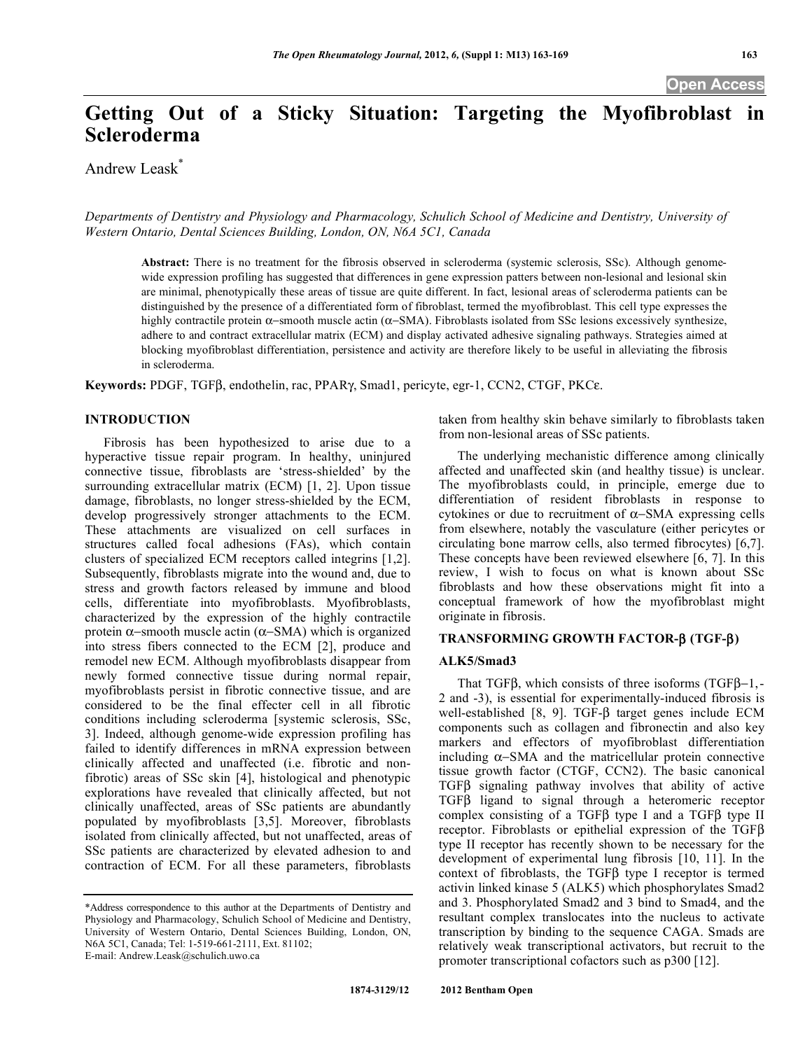# Getting Out of a Sticky Situation: Targeting the Myofibroblast in Scleroderma

Andrew Leask*

*Departments of Dentistry and Physiology and Pharmacology, Schulich School of Medicine and Dentistry, University of Western Ontario, Dental Sciences Building, London, ON, N6A 5C1, Canada*

**Abstract:** There is no treatment for the fibrosis observed in scleroderma (systemic sclerosis, SSc). Although genome-wide expression profiling has suggested that differences in gene expression patterns between non-lesional and lesional skin are minimal, phenotypically these areas of tissue are quite different. In fact, lesional areas of scleroderma patients can be distinguished by the presence of a differentiated form of fibroblast, termed the myofibroblast. This cell type expresses the highly contractile protein α−smooth muscle actin (α−SMA). Fibroblasts isolated from SSc lesions excessively synthesize, adhere to and contract extracellular matrix (ECM) and display activated adhesive signaling pathways. Strategies aimed at blocking myofibroblast differentiation, persistence and activity are therefore likely to be useful in alleviating the fibrosis in scleroderma.

**Keywords:** PDGF, TGFβ, endothelin, rac, PPARγ, Smad1, pericyte, egr-1, CCN2, CTGF, PKCε.

## INTRODUCTION

Fibrosis has been hypothesized to arise due to a hyperactive tissue repair program. In healthy, uninjured connective tissue, fibroblasts are 'stress-shielded' by the surrounding extracellular matrix (ECM) [1, 2]. Upon tissue damage, fibroblasts, no longer stress-shielded by the ECM, develop progressively stronger attachments to the ECM. These attachments are visualized on cell surfaces in structures called focal adhesions (FAs), which contain clusters of specialized ECM receptors called integrins [1,2]. Subsequently, fibroblasts migrate into the wound and, due to stress and growth factors released by immune and blood cells, differentiate into myofibroblasts. Myofibroblasts, characterized by the expression of the highly contractile protein α−smooth muscle actin (α−SMA) which is organized into stress fibers connected to the ECM [2], produce and remodel new ECM. Although myofibroblasts disappear from newly formed connective tissue during normal repair, myofibroblasts persist in fibrotic connective tissue, and are considered to be the final effecter cell in all fibrotic conditions including scleroderma [systemic sclerosis, SSc, 3]. Indeed, although genome-wide expression profiling has failed to identify differences in mRNA expression between clinically affected and unaffected (i.e. fibrotic and non-fibrotic) areas of SSc skin [4], histological and phenotypic explorations have revealed that clinically affected, but not clinically unaffected, areas of SSc patients are abundantly populated by myofibroblasts [3,5]. Moreover, fibroblasts isolated from clinically affected, but not unaffected, areas of SSc patients are characterized by elevated adhesion to and contraction of ECM. For all these parameters, fibroblasts taken from healthy skin behave similarly to fibroblasts taken from non-lesional areas of SSc patients.

The underlying mechanistic difference among clinically affected and unaffected skin (and healthy tissue) is unclear. The myofibroblasts could, in principle, emerge due to differentiation of resident fibroblasts in response to cytokines or due to recruitment of α−SMA expressing cells from elsewhere, notably the vasculature (either pericytes or circulating bone marrow cells, also termed fibrocytes) [6,7]. These concepts have been reviewed elsewhere [6, 7]. In this review, I wish to focus on what is known about SSc fibroblasts and how these observations might fit into a conceptual framework of how the myofibroblast might originate in fibrosis.

## TRANSFORMING GROWTH FACTOR-β (TGF-β)

### ALK5/Smad3

That TGFβ, which consists of three isoforms (TGFβ−1,-2 and -3), is essential for experimentally-induced fibrosis is well-established [8, 9]. TGF-β target genes include ECM components such as collagen and fibronectin and also key markers and effectors of myofibroblast differentiation including α−SMA and the matricellular protein connective tissue growth factor (CTGF, CCN2). The basic canonical TGFβ signaling pathway involves that ability of active TGFβ ligand to signal through a heteromeric receptor complex consisting of a TGFβ type I and a TGFβ type II receptor. Fibroblasts or epithelial expression of the TGFβ type II receptor has recently shown to be necessary for the development of experimental lung fibrosis [10, 11]. In the context of fibroblasts, the TGFβ type I receptor is termed activin linked kinase 5 (ALK5) which phosphorylates Smad2 and 3. Phosphorylated Smad2 and 3 bind to Smad4, and the resultant complex translocates into the nucleus to activate transcription by binding to the sequence CAGA. Smads are relatively weak transcriptional activators, but recruit to the promoter transcriptional cofactors such as p300 [12].

*Address correspondence to this author at the Departments of Dentistry and Physiology and Pharmacology, Schulich School of Medicine and Dentistry, University of Western Ontario, Dental Sciences Building, London, ON, N6A 5C1, Canada; Tel: 1-519-661-2111, Ext. 81102; E-mail: Andrew.Leask@schulich.uwo.ca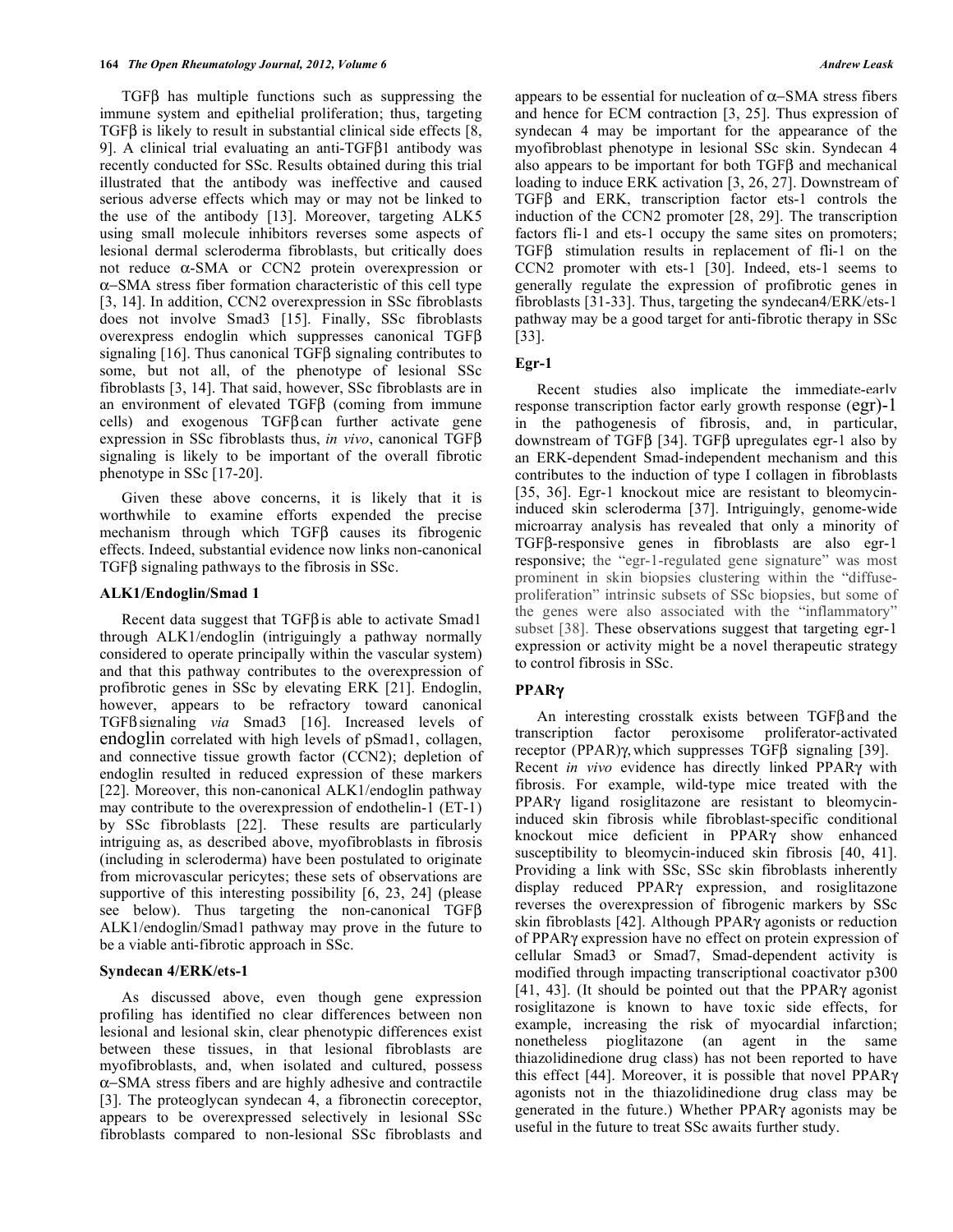TGFβ has multiple functions such as suppressing the immune system and epithelial proliferation; thus, targeting TGFβ is likely to result in substantial clinical side effects [8, 9]. A clinical trial evaluating an anti-TGFβ1 antibody was recently conducted for SSc. Results obtained during this trial illustrated that the antibody was ineffective and caused serious adverse effects which may or may not be linked to the use of the antibody [13]. Moreover, targeting ALK5 using small molecule inhibitors reverses some aspects of lesional dermal scleroderma fibroblasts, but critically does not reduce α-SMA or CCN2 protein overexpression or α−SMA stress fiber formation characteristic of this cell type [3, 14]. In addition, CCN2 overexpression in SSc fibroblasts does not involve Smad3 [15]. Finally, SSc fibroblasts overexpress endoglin which suppresses canonical TGFβ signaling [16]. Thus canonical TGFβ signaling contributes to some, but not all, of the phenotype of lesional SSc fibroblasts [3, 14]. That said, however, SSc fibroblasts are in an environment of elevated TGFβ (coming from immune cells) and exogenous TGFβ can further activate gene expression in SSc fibroblasts thus, *in vivo*, canonical TGFβ signaling is likely to be important of the overall fibrotic phenotype in SSc [17-20].

Given these above concerns, it is likely that it is worthwhile to examine efforts expended the precise mechanism through which TGFβ causes its fibrogenic effects. Indeed, substantial evidence now links non-canonical TGFβ signaling pathways to the fibrosis in SSc.

### ALK1/Endoglin/Smad 1

Recent data suggest that TGFβ is able to activate Smad1 through ALK1/endoglin (intriguingly a pathway normally considered to operate principally within the vascular system) and that this pathway contributes to the overexpression of profibrotic genes in SSc by elevating ERK [21]. Endoglin, however, appears to be refractory toward canonical TGFβ signaling *via* Smad3 [16]. Increased levels of endoglin correlated with high levels of pSmad1, collagen, and connective tissue growth factor (CCN2); depletion of endoglin resulted in reduced expression of these markers [22]. Moreover, this non-canonical ALK1/endoglin pathway may contribute to the overexpression of endothelin-1 (ET-1) by SSc fibroblasts [22]. These results are particularly intriguing as, as described above, myofibroblasts in fibrosis (including in scleroderma) have been postulated to originate from microvascular pericytes; these sets of observations are supportive of this interesting possibility [6, 23, 24] (please see below). Thus targeting the non-canonical TGFβ ALK1/endoglin/Smad1 pathway may prove in the future to be a viable anti-fibrotic approach in SSc.

### Syndecan 4/ERK/ets-1

As discussed above, even though gene expression profiling has identified no clear differences between non lesional and lesional skin, clear phenotypic differences exist between these tissues, in that lesional fibroblasts are myofibroblasts, and, when isolated and cultured, possess α−SMA stress fibers and are highly adhesive and contractile [3]. The proteoglycan syndecan 4, a fibronectin coreceptor, appears to be overexpressed selectively in lesional SSc fibroblasts compared to non-lesional SSc fibroblasts and appears to be essential for nucleation of α−SMA stress fibers and hence for ECM contraction [3, 25]. Thus expression of syndecan 4 may be important for the appearance of the myofibroblast phenotype in lesional SSc skin. Syndecan 4 also appears to be important for both TGFβ and mechanical loading to induce ERK activation [3, 26, 27]. Downstream of TGFβ and ERK, transcription factor ets-1 controls the induction of the CCN2 promoter [28, 29]. The transcription factors fli-1 and ets-1 occupy the same sites on promoters; TGFβ stimulation results in replacement of fli-1 on the CCN2 promoter with ets-1 [30]. Indeed, ets-1 seems to generally regulate the expression of profibrotic genes in fibroblasts [31-33]. Thus, targeting the syndecan4/ERK/ets-1 pathway may be a good target for anti-fibrotic therapy in SSc [33].

### Egr-1

Recent studies also implicate the immediate-early response transcription factor early growth response (egr)-1 in the pathogenesis of fibrosis, and, in particular, downstream of TGFβ [34]. TGFβ upregulates egr-1 also by an ERK-dependent Smad-independent mechanism and this contributes to the induction of type I collagen in fibroblasts [35, 36]. Egr-1 knockout mice are resistant to bleomycin-induced skin scleroderma [37]. Intriguingly, genome-wide microarray analysis has revealed that only a minority of TGFβ-responsive genes in fibroblasts are also egr-1 responsive; the "egr-1-regulated gene signature" was most prominent in skin biopsies clustering within the "diffuse-proliferation" intrinsic subsets of SSc biopsies, but some of the genes were also associated with the "inflammatory" subset [38]. These observations suggest that targeting egr-1 expression or activity might be a novel therapeutic strategy to control fibrosis in SSc.

### PPARγ

An interesting crosstalk exists between TGFβ and the transcription factor peroxisome proliferator-activated receptor (PPAR)γ, which suppresses TGFβ signaling [39]. Recent *in vivo* evidence has directly linked PPARγ with fibrosis. For example, wild-type mice treated with the PPARγ ligand rosiglitazone are resistant to bleomycin-induced skin fibrosis while fibroblast-specific conditional knockout mice deficient in PPARγ show enhanced susceptibility to bleomycin-induced skin fibrosis [40, 41]. Providing a link with SSc, SSc skin fibroblasts inherently display reduced PPARγ expression, and rosiglitazone reverses the overexpression of fibrogenic markers by SSc skin fibroblasts [42]. Although PPARγ agonists or reduction of PPARγ expression have no effect on protein expression of cellular Smad3 or Smad7, Smad-dependent activity is modified through impacting transcriptional coactivator p300 [41, 43]. (It should be pointed out that the PPARγ agonist rosiglitazone is known to have toxic side effects, for example, increasing the risk of myocardial infarction; nonetheless pioglitazone (an agent in the same thiazolidinedione drug class) has not been reported to have this effect [44]. Moreover, it is possible that novel PPARγ agonists not in the thiazolidinedione drug class may be generated in the future.) Whether PPARγ agonists may be useful in the future to treat SSc awaits further study.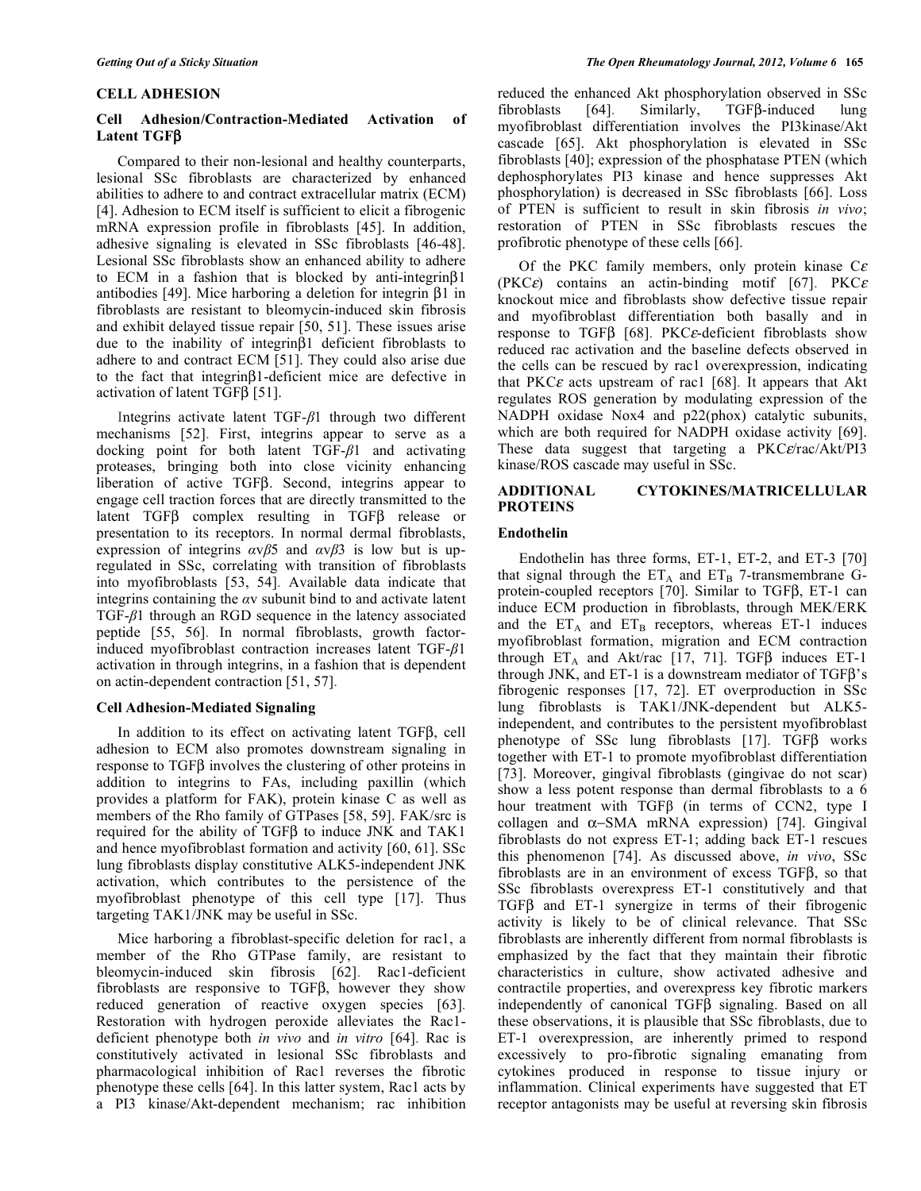## CELL ADHESION

### Cell Adhesion/Contraction-Mediated Activation of Latent TGFβ

Compared to their non-lesional and healthy counterparts, lesional SSc fibroblasts are characterized by enhanced abilities to adhere to and contract extracellular matrix (ECM) [4]. Adhesion to ECM itself is sufficient to elicit a fibrogenic mRNA expression profile in fibroblasts [45]. In addition, adhesive signaling is elevated in SSc fibroblasts [46-48]. Lesional SSc fibroblasts show an enhanced ability to adhere to ECM in a fashion that is blocked by anti-integrinβ1 antibodies [49]. Mice harboring a deletion for integrin β1 in fibroblasts are resistant to bleomycin-induced skin fibrosis and exhibit delayed tissue repair [50, 51]. These issues arise due to the inability of integrinβ1 deficient fibroblasts to adhere to and contract ECM [51]. They could also arise due to the fact that integrinβ1-deficient mice are defective in activation of latent TGFβ [51].

Integrins activate latent TGF-*β*1 through two different mechanisms [52]. First, integrins appear to serve as a docking point for both latent TGF-*β*1 and activating proteases, bringing both into close vicinity enhancing liberation of active TGFβ. Second, integrins appear to engage cell traction forces that are directly transmitted to the latent TGFβ complex resulting in TGFβ release or presentation to its receptors. In normal dermal fibroblasts, expression of integrins *αvβ*5 and *αvβ*3 is low but is up-regulated in SSc, correlating with transition of fibroblasts into myofibroblasts [53, 54]. Available data indicate that integrins containing the *α*v subunit bind to and activate latent TGF-*β*1 through an RGD sequence in the latency associated peptide [55, 56]. In normal fibroblasts, growth factor-induced myofibroblast contraction increases latent TGF-*β*1 activation in through integrins, in a fashion that is dependent on actin-dependent contraction [51, 57].

### Cell Adhesion-Mediated Signaling

In addition to its effect on activating latent TGFβ, cell adhesion to ECM also promotes downstream signaling in response to TGFβ involves the clustering of other proteins in addition to integrins to FAs, including paxillin (which provides a platform for FAK), protein kinase C as well as members of the Rho family of GTPases [58, 59]. FAK/src is required for the ability of TGFβ to induce JNK and TAK1 and hence myofibroblast formation and activity [60, 61]. SSc lung fibroblasts display constitutive ALK5-independent JNK activation, which contributes to the persistence of the myofibroblast phenotype of this cell type [17]. Thus targeting TAK1/JNK may be useful in SSc.

Mice harboring a fibroblast-specific deletion for rac1, a member of the Rho GTPase family, are resistant to bleomycin-induced skin fibrosis [62]. Rac1-deficient fibroblasts are responsive to TGFβ, however they show reduced generation of reactive oxygen species [63]. Restoration with hydrogen peroxide alleviates the Rac1-deficient phenotype both *in vivo* and *in vitro* [64]. Rac is constitutively activated in lesional SSc fibroblasts and pharmacological inhibition of Rac1 reverses the fibrotic phenotype these cells [64]. In this latter system, Rac1 acts by a PI3 kinase/Akt-dependent mechanism; rac inhibition reduced the enhanced Akt phosphorylation observed in SSc fibroblasts [64]. Similarly, TGFβ-induced lung myofibroblast differentiation involves the PI3kinase/Akt cascade [65]. Akt phosphorylation is elevated in SSc fibroblasts [40]; expression of the phosphatase PTEN (which dephosphorylates PI3 kinase and hence suppresses Akt phosphorylation) is decreased in SSc fibroblasts [66]. Loss of PTEN is sufficient to result in skin fibrosis *in vivo*; restoration of PTEN in SSc fibroblasts rescues the profibrotic phenotype of these cells [66].

Of the PKC family members, only protein kinase C*ε* (PKC*ε*) contains an actin-binding motif [67]. PKC*ε* knockout mice and fibroblasts show defective tissue repair and myofibroblast differentiation both basally and in response to TGFβ [68]. PKC*ε*-deficient fibroblasts show reduced rac activation and the baseline defects observed in the cells can be rescued by rac1 overexpression, indicating that PKC*ε* acts upstream of rac1 [68]. It appears that Akt regulates ROS generation by modulating expression of the NADPH oxidase Nox4 and p22(phox) catalytic subunits, which are both required for NADPH oxidase activity [69]. These data suggest that targeting a PKC*ε*/rac/Akt/PI3 kinase/ROS cascade may useful in SSc.

## ADDITIONAL CYTOKINES/MATRICELLULAR PROTEINS

### Endothelin

Endothelin has three forms, ET-1, ET-2, and ET-3 [70] that signal through the $ET_A$ and $ET_B$ 7-transmembrane G-protein-coupled receptors [70]. Similar to TGFβ, ET-1 can induce ECM production in fibroblasts, through MEK/ERK and the $ET_A$ and $ET_B$ receptors, whereas ET-1 induces myofibroblast formation, migration and ECM contraction through $ET_A$ and Akt/rac [17, 71]. TGFβ induces ET-1 through JNK, and ET-1 is a downstream mediator of TGFβ's fibrogenic responses [17, 72]. ET overproduction in SSc lung fibroblasts is TAK1/JNK-dependent but ALK5-independent, and contributes to the persistent myofibroblast phenotype of SSc lung fibroblasts [17]. TGFβ works together with ET-1 to promote myofibroblast differentiation [73]. Moreover, gingival fibroblasts (gingivae do not scar) show a less potent response than dermal fibroblasts to a 6 hour treatment with TGFβ (in terms of CCN2, type I collagen and α−SMA mRNA expression) [74]. Gingival fibroblasts do not express ET-1; adding back ET-1 rescues this phenomenon [74]. As discussed above, *in vivo*, SSc fibroblasts are in an environment of excess TGFβ, so that SSc fibroblasts overexpress ET-1 constitutively and that TGFβ and ET-1 synergize in terms of their fibrogenic activity is likely to be of clinical relevance. That SSc fibroblasts are inherently different from normal fibroblasts is emphasized by the fact that they maintain their fibrotic characteristics in culture, show activated adhesive and contractile properties, and overexpress key fibrotic markers independently of canonical TGFβ signaling. Based on all these observations, it is plausible that SSc fibroblasts, due to ET-1 overexpression, are inherently primed to respond excessively to pro-fibrotic signaling emanating from cytokines produced in response to tissue injury or inflammation. Clinical experiments have suggested that ET receptor antagonists may be useful at reversing skin fibrosis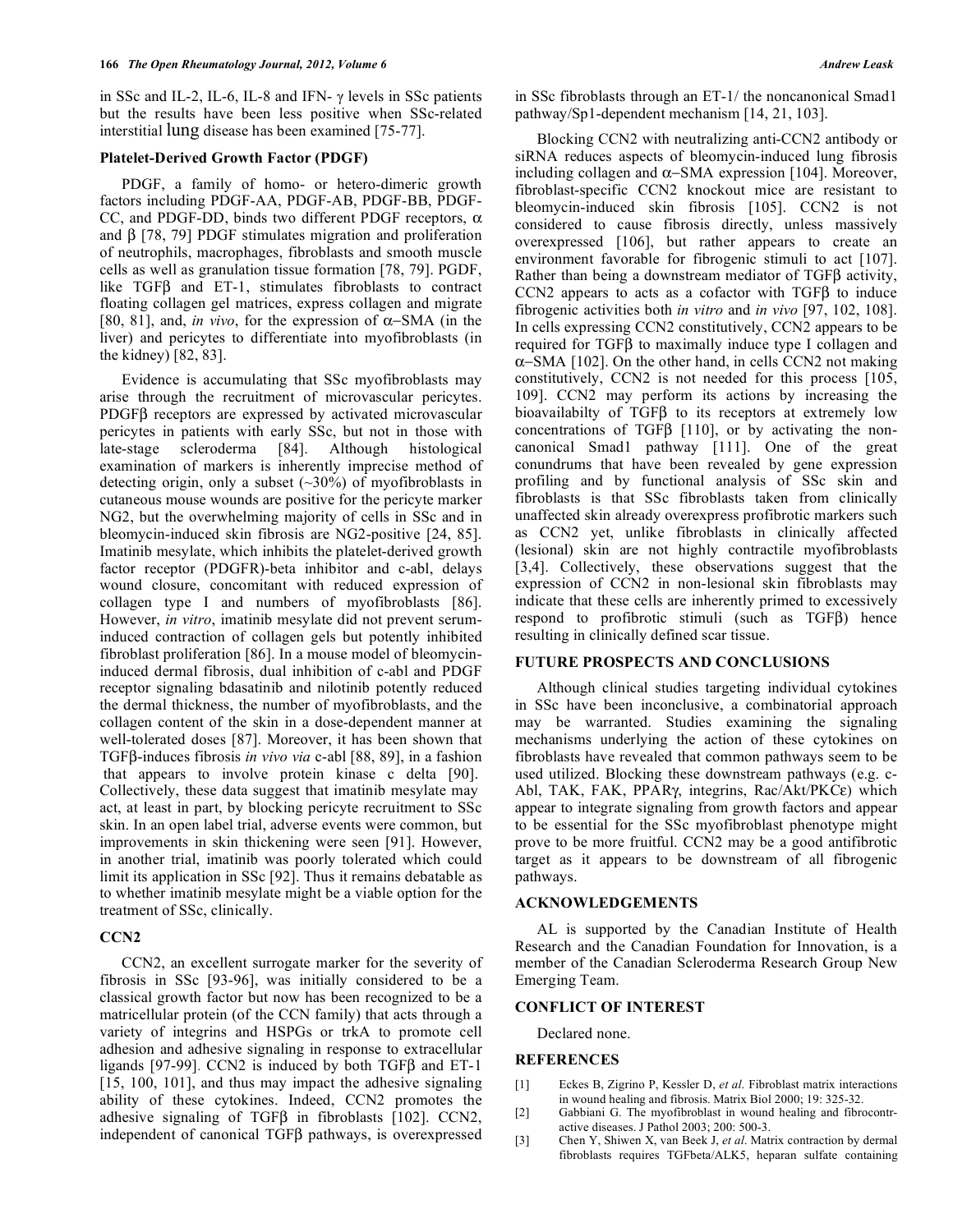in SSc and IL-2, IL-6, IL-8 and IFN- γ levels in SSc patients but the results have been less positive when SSc-related interstitial lung disease has been examined [75-77].

**Platelet-Derived Growth Factor (PDGF)**

PDGF, a family of homo- or hetero-dimeric growth factors including PDGF-AA, PDGF-AB, PDGF-BB, PDGF-CC, and PDGF-DD, binds two different PDGF receptors, α and β [78, 79] PDGF stimulates migration and proliferation of neutrophils, macrophages, fibroblasts and smooth muscle cells as well as granulation tissue formation [78, 79]. PGDF, like TGFβ and ET-1, stimulates fibroblasts to contract floating collagen gel matrices, express collagen and migrate [80, 81], and, *in vivo*, for the expression of α–SMA (in the liver) and pericytes to differentiate into myofibroblasts (in the kidney) [82, 83].

Evidence is accumulating that SSc myofibroblasts may arise through the recruitment of microvascular pericytes. PDGFβ receptors are expressed by activated microvascular pericytes in patients with early SSc, but not in those with late-stage scleroderma [84]. Although histological examination of markers is inherently imprecise method of detecting origin, only a subset (~30%) of myofibroblasts in cutaneous mouse wounds are positive for the pericyte marker NG2, but the overwhelming majority of cells in SSc and in bleomycin-induced skin fibrosis are NG2-positive [24, 85]. Imatinib mesylate, which inhibits the platelet-derived growth factor receptor (PDGFR)-beta inhibitor and c-abl, delays wound closure, concomitant with reduced expression of collagen type I and numbers of myofibroblasts [86]. However, *in vitro*, imatinib mesylate did not prevent serum-induced contraction of collagen gels but potently inhibited fibroblast proliferation [86]. In a mouse model of bleomycin-induced dermal fibrosis, dual inhibition of c-abl and PDGF receptor signaling bdasatinib and nilotinib potently reduced the dermal thickness, the number of myofibroblasts, and the collagen content of the skin in a dose-dependent manner at well-tolerated doses [87]. Moreover, it has been shown that TGFβ-induces fibrosis *in vivo via* c-abl [88, 89], in a fashion that appears to involve protein kinase c delta [90]. Collectively, these data suggest that imatinib mesylate may act, at least in part, by blocking pericyte recruitment to SSc skin. In an open label trial, adverse events were common, but improvements in skin thickening were seen [91]. However, in another trial, imatinib was poorly tolerated which could limit its application in SSc [92]. Thus it remains debatable as to whether imatinib mesylate might be a viable option for the treatment of SSc, clinically.

**CCN2**

CCN2, an excellent surrogate marker for the severity of fibrosis in SSc [93-96], was initially considered to be a classical growth factor but now has been recognized to be a matricellular protein (of the CCN family) that acts through a variety of integrins and HSPGs or trkA to promote cell adhesion and adhesive signaling in response to extracellular ligands [97-99]. CCN2 is induced by both TGFβ and ET-1 [15, 100, 101], and thus may impact the adhesive signaling ability of these cytokines. Indeed, CCN2 promotes the adhesive signaling of TGFβ in fibroblasts [102]. CCN2, independent of canonical TGFβ pathways, is overexpressed in SSc fibroblasts through an ET-1/ the noncanonical Smad1 pathway/Sp1-dependent mechanism [14, 21, 103].

Blocking CCN2 with neutralizing anti-CCN2 antibody or siRNA reduces aspects of bleomycin-induced lung fibrosis including collagen and α–SMA expression [104]. Moreover, fibroblast-specific CCN2 knockout mice are resistant to bleomycin-induced skin fibrosis [105]. CCN2 is not considered to cause fibrosis directly, unless massively overexpressed [106], but rather appears to create an environment favorable for fibrogenic stimuli to act [107]. Rather than being a downstream mediator of TGFβ activity, CCN2 appears to acts as a cofactor with TGFβ to induce fibrogenic activities both *in vitro* and *in vivo* [97, 102, 108]. In cells expressing CCN2 constitutively, CCN2 appears to be required for TGFβ to maximally induce type I collagen and α–SMA [102]. On the other hand, in cells CCN2 not making constitutively, CCN2 is not needed for this process [105, 109]. CCN2 may perform its actions by increasing the bioavailabilty of TGFβ to its receptors at extremely low concentrations of TGFβ [110], or by activating the non-canonical Smad1 pathway [111]. One of the great conundrums that have been revealed by gene expression profiling and by functional analysis of SSc skin and fibroblasts is that SSc fibroblasts taken from clinically unaffected skin already overexpress profibrotic markers such as CCN2 yet, unlike fibroblasts in clinically affected (lesional) skin are not highly contractile myofibroblasts [3,4]. Collectively, these observations suggest that the expression of CCN2 in non-lesional skin fibroblasts may indicate that these cells are inherently primed to excessively respond to profibrotic stimuli (such as TGFβ) hence resulting in clinically defined scar tissue.

## FUTURE PROSPECTS AND CONCLUSIONS

Although clinical studies targeting individual cytokines in SSc have been inconclusive, a combinatorial approach may be warranted. Studies examining the signaling mechanisms underlying the action of these cytokines on fibroblasts have revealed that common pathways seem to be used utilized. Blocking these downstream pathways (e.g. c-Abl, TAK, FAK, PPARγ, integrins, Rac/Akt/PKCε) which appear to integrate signaling from growth factors and appear to be essential for the SSc myofibroblast phenotype might prove to be more fruitful. CCN2 may be a good antifibrotic target as it appears to be downstream of all fibrogenic pathways.

## ACKNOWLEDGEMENTS

AL is supported by the Canadian Institute of Health Research and the Canadian Foundation for Innovation, is a member of the Canadian Scleroderma Research Group New Emerging Team.

## CONFLICT OF INTEREST

Declared none.

## REFERENCES

[1] Eckes B, Zigrino P, Kessler D, *et al*. Fibroblast matrix interactions in wound healing and fibrosis. Matrix Biol 2000; 19: 325-32.

[2] Gabbiani G. The myofibroblast in wound healing and fibrocontr-active diseases. J Pathol 2003; 200: 500-3.

[3] Chen Y, Shiwen X, van Beek J, *et al*. Matrix contraction by dermal fibroblasts requires TGFbeta/ALK5, heparan sulfate containing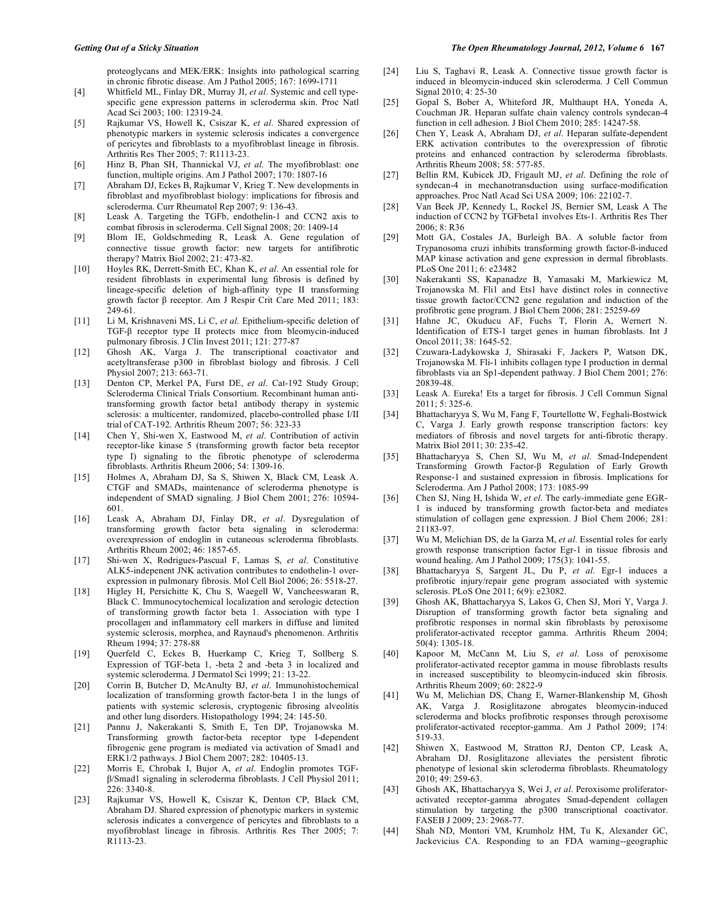proteoglycans and MEK/ERK: Insights into pathological scarring in chronic fibrotic disease. Am J Pathol 2005; 167: 1699-1711

[4] Whitfield ML, Finlay DR, Murray JI, *et al*. Systemic and cell type-specific gene expression patterns in scleroderma skin. Proc Natl Acad Sci 2003; 100: 12319-24.

[5] Rajkumar VS, Howell K, Csiszar K, *et al*. Shared expression of phenotypic markers in systemic sclerosis indicates a convergence of pericytes and fibroblasts to a myofibroblast lineage in fibrosis. Arthritis Res Ther 2005; 7: R1113-23.

[6] Hinz B, Phan SH, Thannickal VJ, *et al*. The myofibroblast: one function, multiple origins. Am J Pathol 2007; 170: 1807-16

[7] Abraham DJ, Eckes B, Rajkumar V, Krieg T. New developments in fibroblast and myofibroblast biology: implications for fibrosis and scleroderma. Curr Rheumatol Rep 2007; 9: 136-43.

[8] Leask A. Targeting the TGFb, endothelin-1 and CCN2 axis to combat fibrosis in scleroderma. Cell Signal 2008; 20: 1409-14

[9] Blom IE, Goldschmeding R, Leask A. Gene regulation of connective tissue growth factor: new targets for antifibrotic therapy? Matrix Biol 2002; 21: 473-82.

[10] Hoyles RK, Derrett-Smith EC, Khan K, *et al*. An essential role for resident fibroblasts in experimental lung fibrosis is defined by lineage-specific deletion of high-affinity type II transforming growth factor β receptor. Am J Respir Crit Care Med 2011; 183: 249-61.

[11] Li M, Krishnaveni MS, Li C, *et al*. Epithelium-specific deletion of TGF-β receptor type II protects mice from bleomycin-induced pulmonary fibrosis. J Clin Invest 2011; 121: 277-87

[12] Ghosh AK, Varga J. The transcriptional coactivator and acetyltransferase p300 in fibroblast biology and fibrosis. J Cell Physiol 2007; 213: 663-71.

[13] Denton CP, Merkel PA, Furst DE, *et al*. Cat-192 Study Group; Scleroderma Clinical Trials Consortium. Recombinant human anti-transforming growth factor beta1 antibody therapy in systemic sclerosis: a multicenter, randomized, placebo-controlled phase I/II trial of CAT-192. Arthritis Rheum 2007; 56: 323-33

[14] Chen Y, Shi-wen X, Eastwood M, *et al*. Contribution of activin receptor-like kinase 5 (transforming growth factor beta receptor type I) signaling to the fibrotic phenotype of scleroderma fibroblasts. Arthritis Rheum 2006; 54: 1309-16.

[15] Holmes A, Abraham DJ, Sa S, Shiwen X, Black CM, Leask A. CTGF and SMADs, maintenance of scleroderma phenotype is independent of SMAD signaling. J Biol Chem 2001; 276: 10594-601.

[16] Leask A, Abraham DJ, Finlay DR, *et al*. Dysregulation of transforming growth factor beta signaling in scleroderma: overexpression of endoglin in cutaneous scleroderma fibroblasts. Arthritis Rheum 2002; 46: 1857-65.

[17] Shi-wen X, Rodrigues-Pascual F, Lamas S, *et al*. Constitutive ALK5-indepenent JNK activation contributes to endothelin-1 over-expression in pulmonary fibrosis. Mol Cell Biol 2006; 26: 5518-27.

[18] Higley H, Persichitte K, Chu S, Waegell W, Vancheeswaran R, Black C. Immunocytochemical localization and serologic detection of transforming growth factor beta 1. Association with type I procollagen and inflammatory cell markers in diffuse and limited systemic sclerosis, morphea, and Raynaud's phenomenon. Arthritis Rheum 1994; 37: 278-88

[19] Querfeld C, Eckes B, Huerkamp C, Krieg T, Sollberg S. Expression of TGF-beta 1, -beta 2 and -beta 3 in localized and systemic scleroderma. J Dermatol Sci 1999; 21: 13-22.

[20] Corrin B, Butcher D, McAnulty BJ, *et al*. Immunohistochemical localization of transforming growth factor-beta 1 in the lungs of patients with systemic sclerosis, cryptogenic fibrosing alveolitis and other lung disorders. Histopathology 1994; 24: 145-50.

[21] Pannu J, Nakerakanti S, Smith E, Ten DP, Trojanowska M. Transforming growth factor-beta receptor type I-dependent fibrogenic gene program is mediated via activation of Smad1 and ERK1/2 pathways. J Biol Chem 2007; 282: 10405-13.

[22] Morris E, Chrobak I, Bujor A, *et al*. Endoglin promotes TGF-β/Smad1 signaling in scleroderma fibroblasts. J Cell Physiol 2011; 226: 3340-8.

[23] Rajkumar VS, Howell K, Csiszar K, Denton CP, Black CM, Abraham DJ. Shared expression of phenotypic markers in systemic sclerosis indicates a convergence of pericytes and fibroblasts to a myofibroblast lineage in fibrosis. Arthritis Res Ther 2005; 7: R1113-23.

[24] Liu S, Taghavi R, Leask A. Connective tissue growth factor is induced in bleomycin-induced skin scleroderma. J Cell Commun Signal 2010; 4: 25-30

[25] Gopal S, Bober A, Whiteford JR, Multhaupt HA, Yoneda A, Couchman JR. Heparan sulfate chain valency controls syndecan-4 function in cell adhesion. J Biol Chem 2010; 285: 14247-58.

[26] Chen Y, Leask A, Abraham DJ, *et al*. Heparan sulfate-dependent ERK activation contributes to the overexpression of fibrotic proteins and enhanced contraction by scleroderma fibroblasts. Arthritis Rheum 2008; 58: 577-85.

[27] Bellin RM, Kubicek JD, Frigault MJ, *et al*. Defining the role of syndecan-4 in mechanotransduction using surface-modification approaches. Proc Natl Acad Sci USA 2009; 106: 22102-7.

[28] Van Beek JP, Kennedy L, Rockel JS, Bernier SM, Leask A The induction of CCN2 by TGFbeta1 involves Ets-1. Arthritis Res Ther 2006; 8: R36

[29] Mott GA, Costales JA, Burleigh BA. A soluble factor from Trypanosoma cruzi inhibits transforming growth factor-ß-induced MAP kinase activation and gene expression in dermal fibroblasts. PLoS One 2011; 6: e23482

[30] Nakerakanti SS, Kapanadze B, Yamasaki M, Markiewicz M, Trojanowska M. Fli1 and Ets1 have distinct roles in connective tissue growth factor/CCN2 gene regulation and induction of the profibrotic gene program. J Biol Chem 2006; 281: 25259-69

[31] Hahne JC, Okuducu AF, Fuchs T, Florin A, Wernert N. Identification of ETS-1 target genes in human fibroblasts. Int J Oncol 2011; 38: 1645-52.

[32] Czuwara-Ladykowska J, Shirasaki F, Jackers P, Watson DK, Trojanowska M. Fli-1 inhibits collagen type I production in dermal fibroblasts via an Sp1-dependent pathway. J Biol Chem 2001; 276: 20839-48.

[33] Leask A. Eureka! Ets a target for fibrosis. J Cell Commun Signal 2011; 5: 325-6.

[34] Bhattacharyya S, Wu M, Fang F, Tourtellotte W, Feghali-Bostwick C, Varga J. Early growth response transcription factors: key mediators of fibrosis and novel targets for anti-fibrotic therapy. Matrix Biol 2011; 30: 235-42.

[35] Bhattacharyya S, Chen SJ, Wu M, *et al*. Smad-Independent Transforming Growth Factor-β Regulation of Early Growth Response-1 and sustained expression in fibrosis. Implications for Scleroderma. Am J Pathol 2008; 173: 1085-99

[36] Chen SJ, Ning H, Ishida W, *et al*. The early-immediate gene EGR-1 is induced by transforming growth factor-beta and mediates stimulation of collagen gene expression. J Biol Chem 2006; 281: 21183-97.

[37] Wu M, Melichian DS, de la Garza M, *et al*. Essential roles for early growth response transcription factor Egr-1 in tissue fibrosis and wound healing. Am J Pathol 2009; 175(3): 1041-55.

[38] Bhattacharyya S, Sargent JL, Du P, *et al*. Egr-1 induces a profibrotic injury/repair gene program associated with systemic sclerosis. PLoS One 2011; 6(9): e23082.

[39] Ghosh AK, Bhattacharyya S, Lakos G, Chen SJ, Mori Y, Varga J. Disruption of transforming growth factor beta signaling and profibrotic responses in normal skin fibroblasts by peroxisome proliferator-activated receptor gamma. Arthritis Rheum 2004; 50(4): 1305-18.

[40] Kapoor M, McCann M, Liu S, *et al*. Loss of peroxisome proliferator-activated receptor gamma in mouse fibroblasts results in increased susceptibility to bleomycin-induced skin fibrosis. Arthritis Rheum 2009; 60: 2822-9

[41] Wu M, Melichian DS, Chang E, Warner-Blankenship M, Ghosh AK, Varga J. Rosiglitazone abrogates bleomycin-induced scleroderma and blocks profibrotic responses through peroxisome proliferator-activated receptor-gamma. Am J Pathol 2009; 174: 519-33.

[42] Shiwen X, Eastwood M, Stratton RJ, Denton CP, Leask A, Abraham DJ. Rosiglitazone alleviates the persistent fibrotic phenotype of lesional skin scleroderma fibroblasts. Rheumatology 2010; 49: 259-63.

[43] Ghosh AK, Bhattacharyya S, Wei J, *et al*. Peroxisome proliferator-activated receptor-gamma abrogates Smad-dependent collagen stimulation by targeting the p300 transcriptional coactivator. FASEB J 2009; 23: 2968-77.

[44] Shah ND, Montori VM, Krumholz HM, Tu K, Alexander GC, Jackevicius CA. Responding to an FDA warning--geographic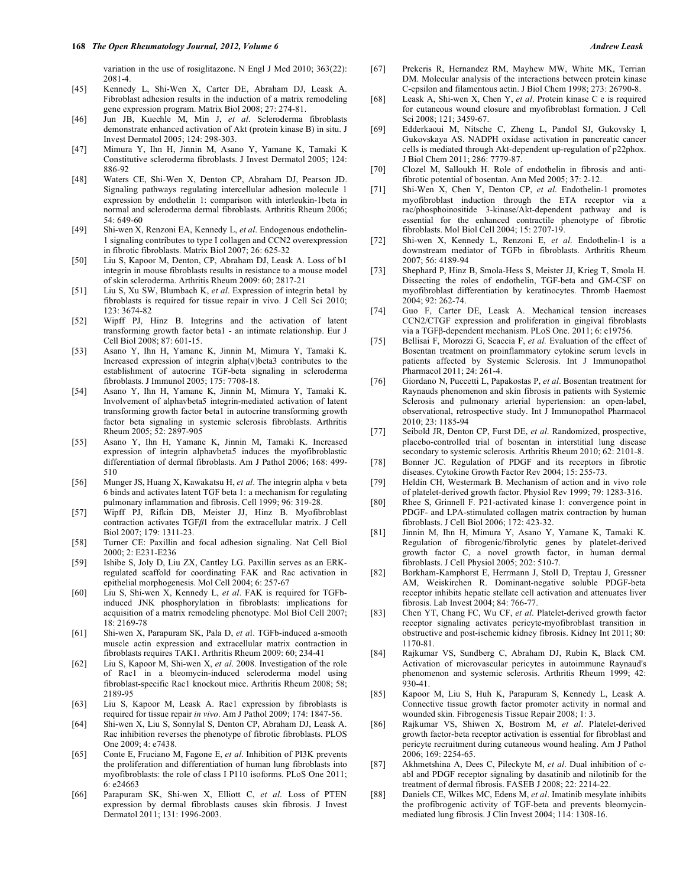variation in the use of rosiglitazone. N Engl J Med 2010; 363(22): 2081-4.

[45] Kennedy L, Shi-Wen X, Carter DE, Abraham DJ, Leask A. Fibroblast adhesion results in the induction of a matrix remodeling gene expression program. Matrix Biol 2008; 27: 274-81.

[46] Jun JB, Kuechle M, Min J, *et al*. Scleroderma fibroblasts demonstrate enhanced activation of Akt (protein kinase B) in situ. J Invest Dermatol 2005; 124: 298-303.

[47] Mimura Y, Ihn H, Jinnin M, Asano Y, Yamane K, Tamaki K Constitutive scleroderma fibroblasts. J Invest Dermatol 2005; 124: 886-92

[48] Waters CE, Shi-Wen X, Denton CP, Abraham DJ, Pearson JD. Signaling pathways regulating intercellular adhesion molecule 1 expression by endothelin 1: comparison with interleukin-1beta in normal and scleroderma dermal fibroblasts. Arthritis Rheum 2006; 54: 649-60

[49] Shi-wen X, Renzoni EA, Kennedy L, *et al*. Endogenous endothelin-1 signaling contributes to type I collagen and CCN2 overexpression in fibrotic fibroblasts. Matrix Biol 2007; 26: 625-32

[50] Liu S, Kapoor M, Denton, CP, Abraham DJ, Leask A. Loss of b1 integrin in mouse fibroblasts results in resistance to a mouse model of skin scleroderma. Arthritis Rheum 2009: 60; 2817-21

[51] Liu S, Xu SW, Blumbach K, *et al*. Expression of integrin beta1 by fibroblasts is required for tissue repair in vivo. J Cell Sci 2010; 123: 3674-82

[52] Wipff PJ, Hinz B. Integrins and the activation of latent transforming growth factor beta1 - an intimate relationship. Eur J Cell Biol 2008; 87: 601-15.

[53] Asano Y, Ihn H, Yamane K, Jinnin M, Mimura Y, Tamaki K. Increased expression of integrin alpha(v)beta3 contributes to the establishment of autocrine TGF-beta signaling in scleroderma fibroblasts. J Immunol 2005; 175: 7708-18.

[54] Asano Y, Ihn H, Yamane K, Jinnin M, Mimura Y, Tamaki K. Involvement of alphavbeta5 integrin-mediated activation of latent transforming growth factor beta1 in autocrine transforming growth factor beta signaling in systemic sclerosis fibroblasts. Arthritis Rheum 2005; 52: 2897-905

[55] Asano Y, Ihn H, Yamane K, Jinnin M, Tamaki K. Increased expression of integrin alphavbeta5 induces the myofibroblastic differentiation of dermal fibroblasts. Am J Pathol 2006; 168: 499-510

[56] Munger JS, Huang X, Kawakatsu H, *et al*. The integrin alpha v beta 6 binds and activates latent TGF beta 1: a mechanism for regulating pulmonary inflammation and fibrosis. Cell 1999; 96: 319-28.

[57] Wipff PJ, Rifkin DB, Meister JJ, Hinz B. Myofibroblast contraction activates TGFβ1 from the extracellular matrix. J Cell Biol 2007; 179: 1311-23.

[58] Turner CE: Paxillin and focal adhesion signaling. Nat Cell Biol 2000; 2: E231-E236

[59] Ishibe S, Joly D, Liu ZX, Cantley LG. Paxillin serves as an ERK-regulated scaffold for coordinating FAK and Rac activation in epithelial morphogenesis. Mol Cell 2004; 6: 257-67

[60] Liu S, Shi-wen X, Kennedy L, *et al*. FAK is required for TGFb-induced JNK phosphorylation in fibroblasts: implications for acquisition of a matrix remodeling phenotype. Mol Biol Cell 2007; 18: 2169-78

[61] Shi-wen X, Parapuram SK, Pala D, *et a*l. TGFb-induced a-smooth muscle actin expression and extracellular matrix contraction in fibroblasts requires TAK1. Arthritis Rheum 2009: 60; 234-41

[62] Liu S, Kapoor M, Shi-wen X, *et al*. 2008. Investigation of the role of Rac1 in a bleomycin-induced scleroderma model using fibroblast-specific Rac1 knockout mice. Arthritis Rheum 2008; 58; 2189-95

[63] Liu S, Kapoor M, Leask A. Rac1 expression by fibroblasts is required for tissue repair *in vivo*. Am J Pathol 2009; 174: 1847-56.

[64] Shi-wen X, Liu S, Sonnylal S, Denton CP, Abraham DJ, Leask A. Rac inhibition reverses the phenotype of fibrotic fibroblasts. PLOS One 2009; 4: e7438.

[65] Conte E, Fruciano M, Fagone E, *et al*. Inhibition of PI3K prevents the proliferation and differentiation of human lung fibroblasts into myofibroblasts: the role of class I P110 isoforms. PLoS One 2011; 6: e24663

[66] Parapuram SK, Shi-wen X, Elliott C, *et al*. Loss of PTEN expression by dermal fibroblasts causes skin fibrosis. J Invest Dermatol 2011; 131: 1996-2003.

[67] Prekeris R, Hernandez RM, Mayhew MW, White MK, Terrian DM. Molecular analysis of the interactions between protein kinase C-epsilon and filamentous actin. J Biol Chem 1998; 273: 26790-8.

[68] Leask A, Shi-wen X, Chen Y, *et al*. Protein kinase C e is required for cutaneous wound closure and myofibroblast formation. J Cell Sci 2008; 121; 3459-67.

[69] Edderkaoui M, Nitsche C, Zheng L, Pandol SJ, Gukovsky I, Gukovskaya AS. NADPH oxidase activation in pancreatic cancer cells is mediated through Akt-dependent up-regulation of p22phox. J Biol Chem 2011; 286: 7779-87.

[70] Clozel M, Salloukh H. Role of endothelin in fibrosis and anti-fibrotic potential of bosentan. Ann Med 2005; 37: 2-12.

[71] Shi-Wen X, Chen Y, Denton CP, *et al*. Endothelin-1 promotes myofibroblast induction through the ETA receptor via a rac/phosphoinositide 3-kinase/Akt-dependent pathway and is essential for the enhanced contractile phenotype of fibrotic fibroblasts. Mol Biol Cell 2004; 15: 2707-19.

[72] Shi-wen X, Kennedy L, Renzoni E, *et al*. Endothelin-1 is a downstream mediator of TGFb in fibroblasts. Arthritis Rheum 2007; 56: 4189-94

[73] Shephard P, Hinz B, Smola-Hess S, Meister JJ, Krieg T, Smola H. Dissecting the roles of endothelin, TGF-beta and GM-CSF on myofibroblast differentiation by keratinocytes. Thromb Haemost 2004; 92: 262-74.

[74] Guo F, Carter DE, Leask A. Mechanical tension increases CCN2/CTGF expression and proliferation in gingival fibroblasts via a TGFβ-dependent mechanism. PLoS One. 2011; 6: e19756.

[75] Bellisai F, Morozzi G, Scaccia F, *et al.* Evaluation of the effect of Bosentan treatment on proinflammatory cytokine serum levels in patients affected by Systemic Sclerosis. Int J Immunopathol Pharmacol 2011; 24: 261-4.

[76] Giordano N, Puccetti L, Papakostas P, *et al*. Bosentan treatment for Raynauds phenomenon and skin fibrosis in patients with Systemic Sclerosis and pulmonary arterial hypertension: an open-label, observational, retrospective study. Int J Immunopathol Pharmacol 2010; 23: 1185-94

[77] Seibold JR, Denton CP, Furst DE, *et al*. Randomized, prospective, placebo-controlled trial of bosentan in interstitial lung disease secondary to systemic sclerosis. Arthritis Rheum 2010; 62: 2101-8.

[78] Bonner JC. Regulation of PDGF and its receptors in fibrotic diseases. Cytokine Growth Factor Rev 2004; 15: 255-73.

[79] Heldin CH, Westermark B. Mechanism of action and in vivo role of platelet-derived growth factor. Physiol Rev 1999; 79: 1283-316.

[80] Rhee S, Grinnell F. P21-activated kinase 1: convergence point in PDGF- and LPA-stimulated collagen matrix contraction by human fibroblasts. J Cell Biol 2006; 172: 423-32.

[81] Jinnin M, Ihn H, Mimura Y, Asano Y, Yamane K, Tamaki K. Regulation of fibrogenic/fibrolytic genes by platelet-derived growth factor C, a novel growth factor, in human dermal fibroblasts. J Cell Physiol 2005; 202: 510-7.

[82] Borkham-Kamphorst E, Herrmann J, Stoll D, Treptau J, Gressner AM, Weiskirchen R. Dominant-negative soluble PDGF-beta receptor inhibits hepatic stellate cell activation and attenuates liver fibrosis. Lab Invest 2004; 84: 766-77.

[83] Chen YT, Chang FC, Wu CF, *et al*. Platelet-derived growth factor receptor signaling activates pericyte-myofibroblast transition in obstructive and post-ischemic kidney fibrosis. Kidney Int 2011; 80: 1170-81.

[84] Rajkumar VS, Sundberg C, Abraham DJ, Rubin K, Black CM. Activation of microvascular pericytes in autoimmune Raynaud's phenomenon and systemic sclerosis. Arthritis Rheum 1999; 42: 930-41.

[85] Kapoor M, Liu S, Huh K, Parapuram S, Kennedy L, Leask A. Connective tissue growth factor promoter activity in normal and wounded skin. Fibrogenesis Tissue Repair 2008; 1: 3.

[86] Rajkumar VS, Shiwen X, Bostrom M, *et al*. Platelet-derived growth factor-beta receptor activation is essential for fibroblast and pericyte recruitment during cutaneous wound healing. Am J Pathol 2006; 169: 2254-65.

[87] Akhmetshina A, Dees C, Pileckyte M, *et al*. Dual inhibition of c-abl and PDGF receptor signaling by dasatinib and nilotinib for the treatment of dermal fibrosis. FASEB J 2008; 22: 2214-22.

[88] Daniels CE, Wilkes MC, Edens M, *et al*. Imatinib mesylate inhibits the profibrogenic activity of TGF-beta and prevents bleomycin-mediated lung fibrosis. J Clin Invest 2004; 114: 1308-16.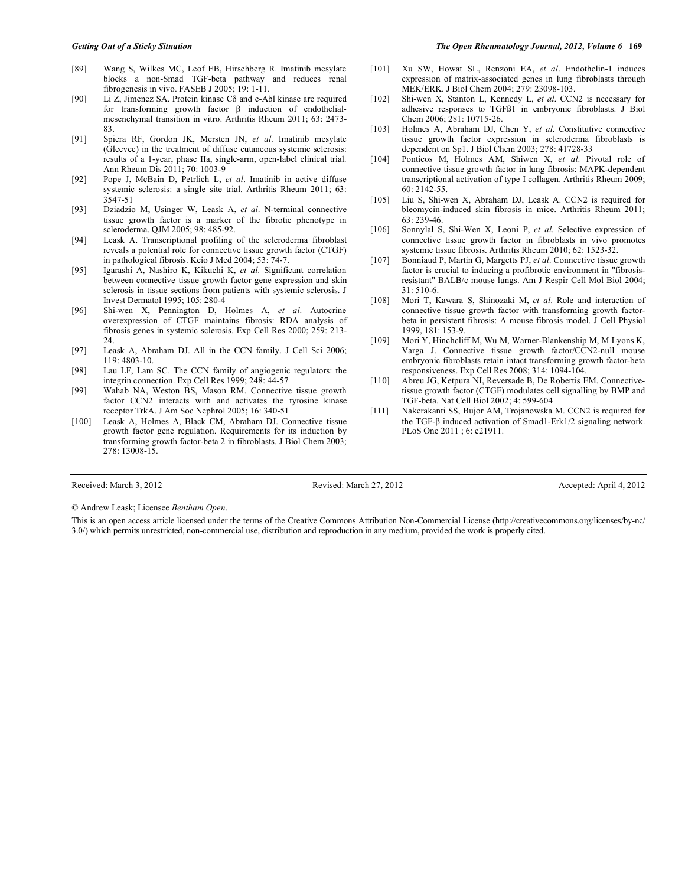[89] Wang S, Wilkes MC, Leof EB, Hirschberg R. Imatinib mesylate blocks a non-Smad TGF-beta pathway and reduces renal fibrogenesis in vivo. FASEB J 2005; 19: 1-11.

[90] Li Z, Jimenez SA. Protein kinase Cδ and c-Abl kinase are required for transforming growth factor β induction of endothelial-mesenchymal transition in vitro. Arthritis Rheum 2011; 63: 2473-83.

[91] Spiera RF, Gordon JK, Mersten JN, *et al*. Imatinib mesylate (Gleevec) in the treatment of diffuse cutaneous systemic sclerosis: results of a 1-year, phase IIa, single-arm, open-label clinical trial. Ann Rheum Dis 2011; 70: 1003-9

[92] Pope J, McBain D, Petrlich L, *et al*. Imatinib in active diffuse systemic sclerosis: a single site trial. Arthritis Rheum 2011; 63: 3547-51

[93] Dziadzio M, Usinger W, Leask A, *et al*. N-terminal connective tissue growth factor is a marker of the fibrotic phenotype in scleroderma. QJM 2005; 98: 485-92.

[94] Leask A. Transcriptional profiling of the scleroderma fibroblast reveals a potential role for connective tissue growth factor (CTGF) in pathological fibrosis. Keio J Med 2004; 53: 74-7.

[95] Igarashi A, Nashiro K, Kikuchi K, *et al*. Significant correlation between connective tissue growth factor gene expression and skin sclerosis in tissue sections from patients with systemic sclerosis. J Invest Dermatol 1995; 105: 280-4

[96] Shi-wen X, Pennington D, Holmes A, *et al*. Autocrine overexpression of CTGF maintains fibrosis: RDA analysis of fibrosis genes in systemic sclerosis. Exp Cell Res 2000; 259: 213-24.

[97] Leask A, Abraham DJ. All in the CCN family. J Cell Sci 2006; 119: 4803-10.

[98] Lau LF, Lam SC. The CCN family of angiogenic regulators: the integrin connection. Exp Cell Res 1999; 248: 44-57

[99] Wahab NA, Weston BS, Mason RM. Connective tissue growth factor CCN2 interacts with and activates the tyrosine kinase receptor TrkA. J Am Soc Nephrol 2005; 16: 340-51

[100] Leask A, Holmes A, Black CM, Abraham DJ. Connective tissue growth factor gene regulation. Requirements for its induction by transforming growth factor-beta 2 in fibroblasts. J Biol Chem 2003; 278: 13008-15.

[101] Xu SW, Howat SL, Renzoni EA, *et al*. Endothelin-1 induces expression of matrix-associated genes in lung fibroblasts through MEK/ERK. J Biol Chem 2004; 279: 23098-103.

[102] Shi-wen X, Stanton L, Kennedy L, *et al*. CCN2 is necessary for adhesive responses to TGFß1 in embryonic fibroblasts. J Biol Chem 2006; 281: 10715-26.

[103] Holmes A, Abraham DJ, Chen Y, *et al*. Constitutive connective tissue growth factor expression in scleroderma fibroblasts is dependent on Sp1. J Biol Chem 2003; 278: 41728-33

[104] Ponticos M, Holmes AM, Shiwen X, *et al*. Pivotal role of connective tissue growth factor in lung fibrosis: MAPK-dependent transcriptional activation of type I collagen. Arthritis Rheum 2009; 60: 2142-55.

[105] Liu S, Shi-wen X, Abraham DJ, Leask A. CCN2 is required for bleomycin-induced skin fibrosis in mice. Arthritis Rheum 2011; 63: 239-46.

[106] Sonnylal S, Shi-Wen X, Leoni P, *et al*. Selective expression of connective tissue growth factor in fibroblasts in vivo promotes systemic tissue fibrosis. Arthritis Rheum 2010; 62: 1523-32.

[107] Bonniaud P, Martin G, Margetts PJ, *et al*. Connective tissue growth factor is crucial to inducing a profibrotic environment in "fibrosis-resistant" BALB/c mouse lungs. Am J Respir Cell Mol Biol 2004; 31: 510-6.

[108] Mori T, Kawara S, Shinozaki M, *et al*. Role and interaction of connective tissue growth factor with transforming growth factor-beta in persistent fibrosis: A mouse fibrosis model. J Cell Physiol 1999, 181: 153-9.

[109] Mori Y, Hinchcliff M, Wu M, Warner-Blankenship M, M Lyons K, Varga J. Connective tissue growth factor/CCN2-null mouse embryonic fibroblasts retain intact transforming growth factor-beta responsiveness. Exp Cell Res 2008; 314: 1094-104.

[110] Abreu JG, Ketpura NI, Reversade B, De Robertis EM. Connective-tissue growth factor (CTGF) modulates cell signalling by BMP and TGF-beta. Nat Cell Biol 2002; 4: 599-604

[111] Nakerakanti SS, Bujor AM, Trojanowska M. CCN2 is required for the TGF-β induced activation of Smad1-Erk1/2 signaling network. PLoS One 2011 ; 6: e21911.

Received: March 3, 2012 Revised: March 27, 2012 Accepted: April 4, 2012

© Andrew Leask; Licensee *Bentham Open*.

This is an open access article licensed under the terms of the Creative Commons Attribution Non-Commercial License (http://creativecommons.org/licenses/by-nc/3.0/) which permits unrestricted, non-commercial use, distribution and reproduction in any medium, provided the work is properly cited.